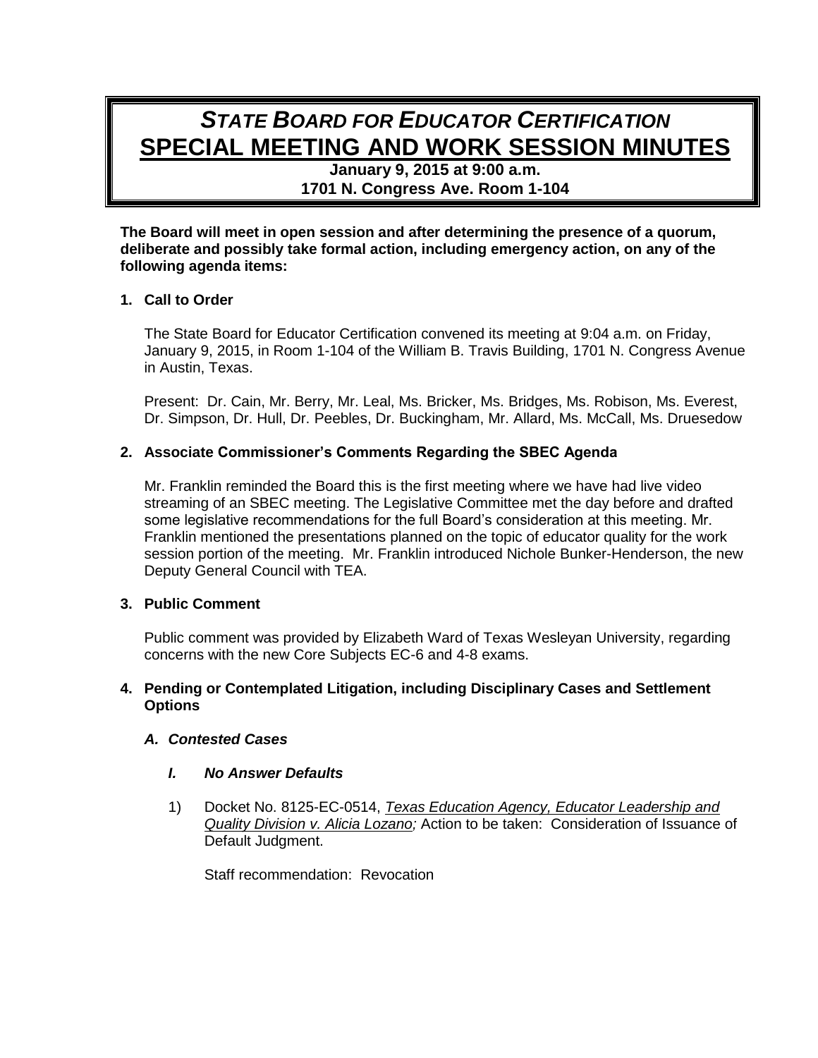# *STATE BOARD FOR EDUCATOR CERTIFICATION*
# SPECIAL MEETING AND WORK SESSION MINUTES

**January 9, 2015 at 9:00 a.m.**
**1701 N. Congress Ave. Room 1-104**

**The Board will meet in open session and after determining the presence of a quorum, deliberate and possibly take formal action, including emergency action, on any of the following agenda items:**

## 1. Call to Order

The State Board for Educator Certification convened its meeting at 9:04 a.m. on Friday, January 9, 2015, in Room 1-104 of the William B. Travis Building, 1701 N. Congress Avenue in Austin, Texas.

Present: Dr. Cain, Mr. Berry, Mr. Leal, Ms. Bricker, Ms. Bridges, Ms. Robison, Ms. Everest, Dr. Simpson, Dr. Hull, Dr. Peebles, Dr. Buckingham, Mr. Allard, Ms. McCall, Ms. Druesedow

## 2. Associate Commissioner's Comments Regarding the SBEC Agenda

Mr. Franklin reminded the Board this is the first meeting where we have had live video streaming of an SBEC meeting. The Legislative Committee met the day before and drafted some legislative recommendations for the full Board's consideration at this meeting. Mr. Franklin mentioned the presentations planned on the topic of educator quality for the work session portion of the meeting. Mr. Franklin introduced Nichole Bunker-Henderson, the new Deputy General Council with TEA.

## 3. Public Comment

Public comment was provided by Elizabeth Ward of Texas Wesleyan University, regarding concerns with the new Core Subjects EC-6 and 4-8 exams.

## 4. Pending or Contemplated Litigation, including Disciplinary Cases and Settlement Options

### *A. Contested Cases*

#### *I. No Answer Defaults*

1) Docket No. 8125-EC-0514, *Texas Education Agency, Educator Leadership and Quality Division v. Alicia Lozano;* Action to be taken: Consideration of Issuance of Default Judgment.

   Staff recommendation: Revocation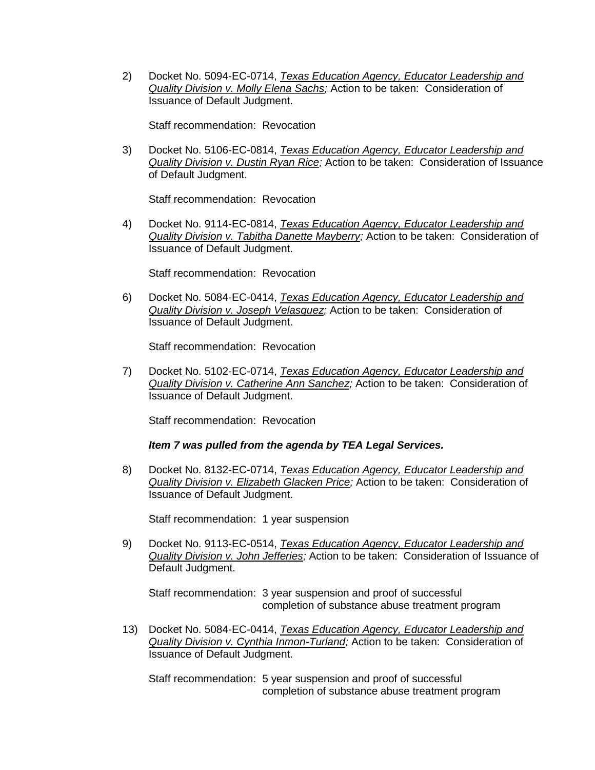2) Docket No. 5094-EC-0714, *Texas Education Agency, Educator Leadership and Quality Division v. Molly Elena Sachs;* Action to be taken: Consideration of Issuance of Default Judgment.

   Staff recommendation: Revocation

3) Docket No. 5106-EC-0814, *Texas Education Agency, Educator Leadership and Quality Division v. Dustin Ryan Rice;* Action to be taken: Consideration of Issuance of Default Judgment.

   Staff recommendation: Revocation

4) Docket No. 9114-EC-0814, *Texas Education Agency, Educator Leadership and Quality Division v. Tabitha Danette Mayberry;* Action to be taken: Consideration of Issuance of Default Judgment.

   Staff recommendation: Revocation

6) Docket No. 5084-EC-0414, *Texas Education Agency, Educator Leadership and Quality Division v. Joseph Velasquez;* Action to be taken: Consideration of Issuance of Default Judgment.

   Staff recommendation: Revocation

7) Docket No. 5102-EC-0714, *Texas Education Agency, Educator Leadership and Quality Division v. Catherine Ann Sanchez;* Action to be taken: Consideration of Issuance of Default Judgment.

   Staff recommendation: Revocation

   ***Item 7 was pulled from the agenda by TEA Legal Services.***

8) Docket No. 8132-EC-0714, *Texas Education Agency, Educator Leadership and Quality Division v. Elizabeth Glacken Price;* Action to be taken: Consideration of Issuance of Default Judgment.

   Staff recommendation: 1 year suspension

9) Docket No. 9113-EC-0514, *Texas Education Agency, Educator Leadership and Quality Division v. John Jefferies;* Action to be taken: Consideration of Issuance of Default Judgment.

   Staff recommendation: 3 year suspension and proof of successful completion of substance abuse treatment program

13) Docket No. 5084-EC-0414, *Texas Education Agency, Educator Leadership and Quality Division v. Cynthia Inmon-Turland;* Action to be taken: Consideration of Issuance of Default Judgment.

   Staff recommendation: 5 year suspension and proof of successful completion of substance abuse treatment program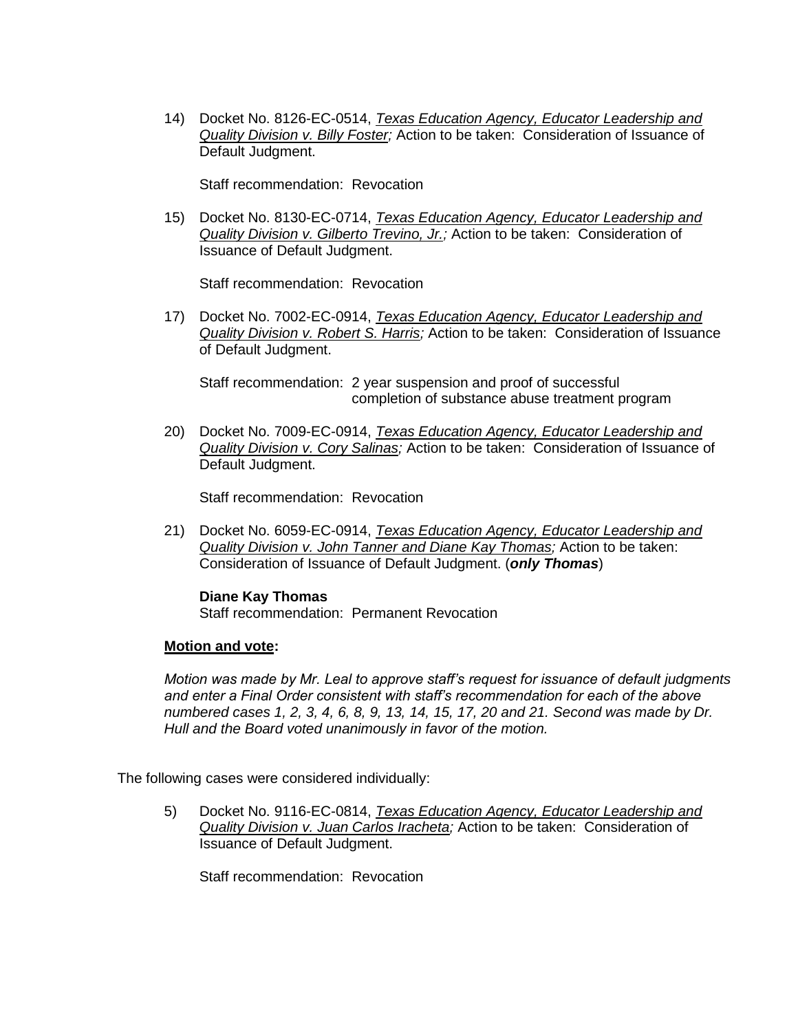14) Docket No. 8126-EC-0514, *Texas Education Agency, Educator Leadership and Quality Division v. Billy Foster;* Action to be taken: Consideration of Issuance of Default Judgment.

    Staff recommendation: Revocation

15) Docket No. 8130-EC-0714, *Texas Education Agency, Educator Leadership and Quality Division v. Gilberto Trevino, Jr.;* Action to be taken: Consideration of Issuance of Default Judgment.

    Staff recommendation: Revocation

17) Docket No. 7002-EC-0914, *Texas Education Agency, Educator Leadership and Quality Division v. Robert S. Harris;* Action to be taken: Consideration of Issuance of Default Judgment.

    Staff recommendation: 2 year suspension and proof of successful completion of substance abuse treatment program

20) Docket No. 7009-EC-0914, *Texas Education Agency, Educator Leadership and Quality Division v. Cory Salinas;* Action to be taken: Consideration of Issuance of Default Judgment.

    Staff recommendation: Revocation

21) Docket No. 6059-EC-0914, *Texas Education Agency, Educator Leadership and Quality Division v. John Tanner and Diane Kay Thomas;* Action to be taken: Consideration of Issuance of Default Judgment. (***only Thomas***)

    **Diane Kay Thomas**
    Staff recommendation: Permanent Revocation

**Motion and vote:**

*Motion was made by Mr. Leal to approve staff's request for issuance of default judgments and enter a Final Order consistent with staff's recommendation for each of the above numbered cases 1, 2, 3, 4, 6, 8, 9, 13, 14, 15, 17, 20 and 21. Second was made by Dr. Hull and the Board voted unanimously in favor of the motion.*

The following cases were considered individually:

5) Docket No. 9116-EC-0814, *Texas Education Agency, Educator Leadership and Quality Division v. Juan Carlos Iracheta;* Action to be taken: Consideration of Issuance of Default Judgment.

    Staff recommendation: Revocation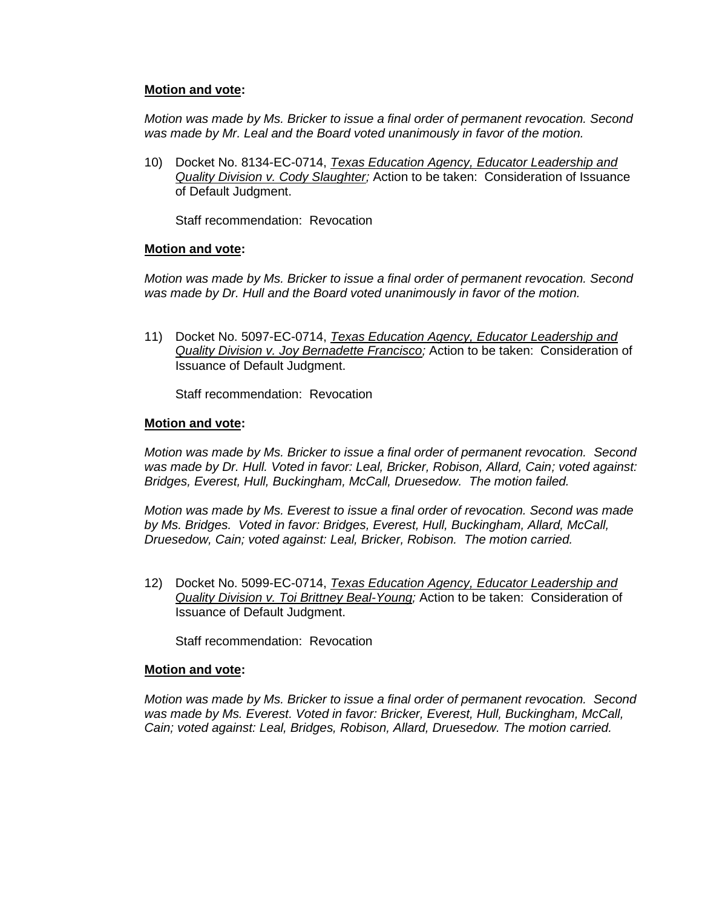**Motion and vote:**

*Motion was made by Ms. Bricker to issue a final order of permanent revocation. Second was made by Mr. Leal and the Board voted unanimously in favor of the motion.*

10) Docket No. 8134-EC-0714, *Texas Education Agency, Educator Leadership and Quality Division v. Cody Slaughter;* Action to be taken: Consideration of Issuance of Default Judgment.

    Staff recommendation: Revocation

**Motion and vote:**

*Motion was made by Ms. Bricker to issue a final order of permanent revocation. Second was made by Dr. Hull and the Board voted unanimously in favor of the motion.*

11) Docket No. 5097-EC-0714, *Texas Education Agency, Educator Leadership and Quality Division v. Joy Bernadette Francisco;* Action to be taken: Consideration of Issuance of Default Judgment.

    Staff recommendation: Revocation

**Motion and vote:**

*Motion was made by Ms. Bricker to issue a final order of permanent revocation. Second was made by Dr. Hull. Voted in favor: Leal, Bricker, Robison, Allard, Cain; voted against: Bridges, Everest, Hull, Buckingham, McCall, Druesedow. The motion failed.*

*Motion was made by Ms. Everest to issue a final order of revocation. Second was made by Ms. Bridges. Voted in favor: Bridges, Everest, Hull, Buckingham, Allard, McCall, Druesedow, Cain; voted against: Leal, Bricker, Robison. The motion carried.*

12) Docket No. 5099-EC-0714, *Texas Education Agency, Educator Leadership and Quality Division v. Toi Brittney Beal-Young;* Action to be taken: Consideration of Issuance of Default Judgment.

    Staff recommendation: Revocation

**Motion and vote:**

*Motion was made by Ms. Bricker to issue a final order of permanent revocation. Second was made by Ms. Everest. Voted in favor: Bricker, Everest, Hull, Buckingham, McCall, Cain; voted against: Leal, Bridges, Robison, Allard, Druesedow. The motion carried.*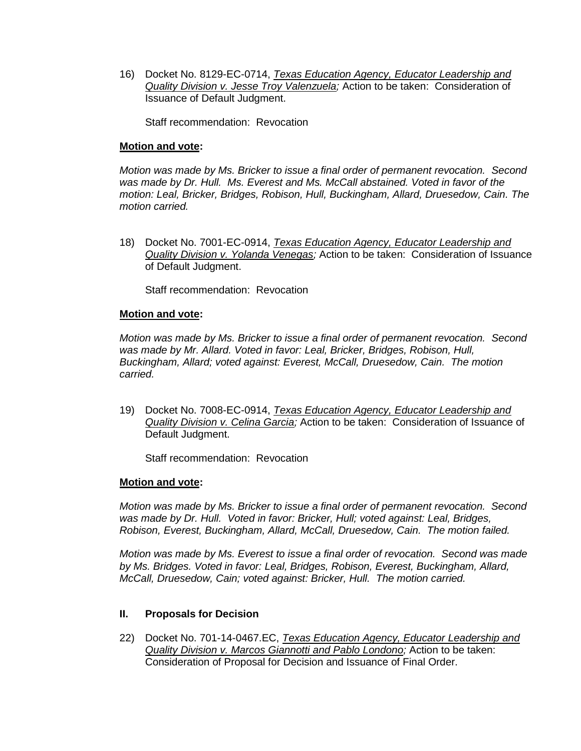16) Docket No. 8129-EC-0714, *Texas Education Agency, Educator Leadership and Quality Division v. Jesse Troy Valenzuela;* Action to be taken: Consideration of Issuance of Default Judgment.

    Staff recommendation: Revocation

**Motion and vote:**

*Motion was made by Ms. Bricker to issue a final order of permanent revocation. Second was made by Dr. Hull. Ms. Everest and Ms. McCall abstained. Voted in favor of the motion: Leal, Bricker, Bridges, Robison, Hull, Buckingham, Allard, Druesedow, Cain. The motion carried.*

18) Docket No. 7001-EC-0914, *Texas Education Agency, Educator Leadership and Quality Division v. Yolanda Venegas;* Action to be taken: Consideration of Issuance of Default Judgment.

    Staff recommendation: Revocation

**Motion and vote:**

*Motion was made by Ms. Bricker to issue a final order of permanent revocation. Second was made by Mr. Allard. Voted in favor: Leal, Bricker, Bridges, Robison, Hull, Buckingham, Allard; voted against: Everest, McCall, Druesedow, Cain. The motion carried.*

19) Docket No. 7008-EC-0914, *Texas Education Agency, Educator Leadership and Quality Division v. Celina Garcia;* Action to be taken: Consideration of Issuance of Default Judgment.

    Staff recommendation: Revocation

**Motion and vote:**

*Motion was made by Ms. Bricker to issue a final order of permanent revocation. Second was made by Dr. Hull. Voted in favor: Bricker, Hull; voted against: Leal, Bridges, Robison, Everest, Buckingham, Allard, McCall, Druesedow, Cain. The motion failed.*

*Motion was made by Ms. Everest to issue a final order of revocation. Second was made by Ms. Bridges. Voted in favor: Leal, Bridges, Robison, Everest, Buckingham, Allard, McCall, Druesedow, Cain; voted against: Bricker, Hull. The motion carried.*

## II. Proposals for Decision

22) Docket No. 701-14-0467.EC, *Texas Education Agency, Educator Leadership and Quality Division v. Marcos Giannotti and Pablo Londono;* Action to be taken: Consideration of Proposal for Decision and Issuance of Final Order.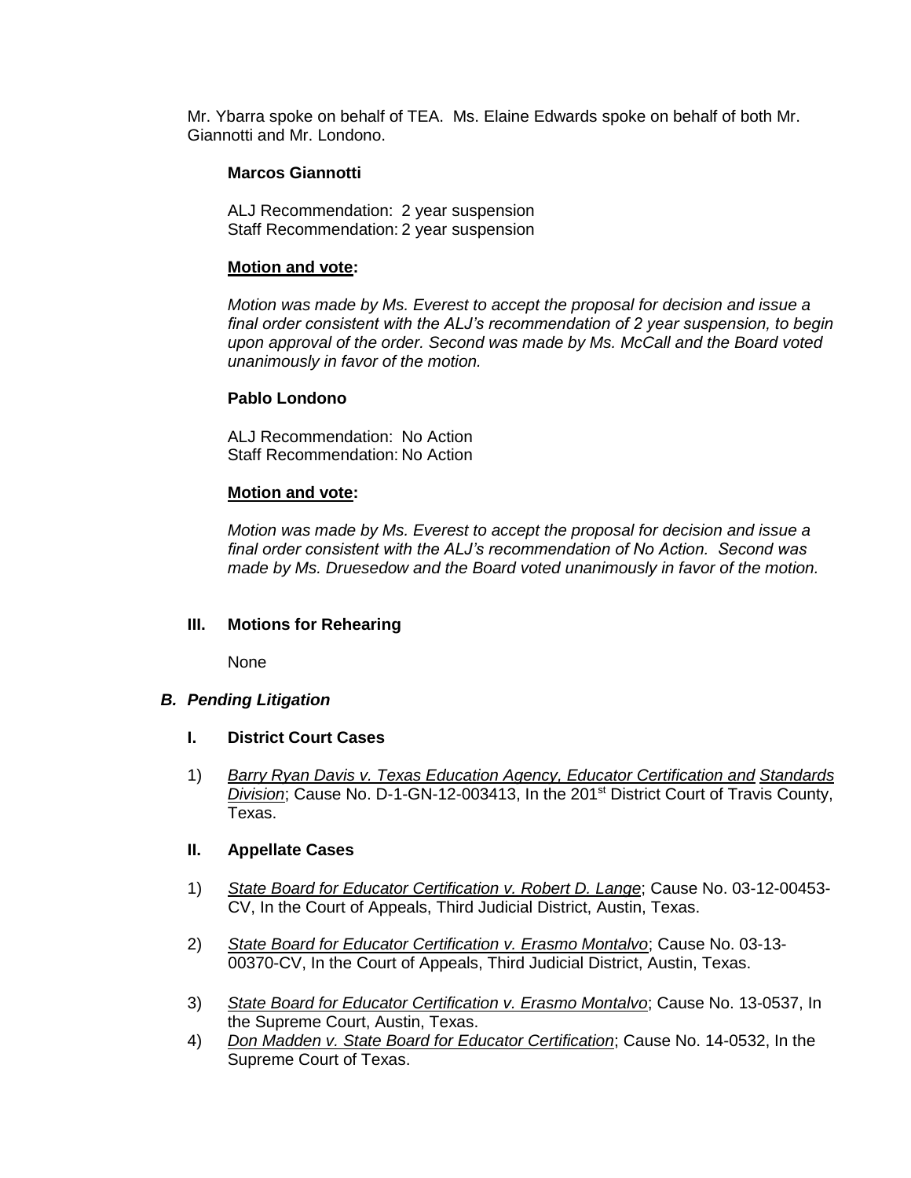Mr. Ybarra spoke on behalf of TEA. Ms. Elaine Edwards spoke on behalf of both Mr. Giannotti and Mr. Londono.

**Marcos Giannotti**

ALJ Recommendation: 2 year suspension
Staff Recommendation: 2 year suspension

**Motion and vote:**

*Motion was made by Ms. Everest to accept the proposal for decision and issue a final order consistent with the ALJ's recommendation of 2 year suspension, to begin upon approval of the order. Second was made by Ms. McCall and the Board voted unanimously in favor of the motion.*

**Pablo Londono**

ALJ Recommendation: No Action
Staff Recommendation: No Action

**Motion and vote:**

*Motion was made by Ms. Everest to accept the proposal for decision and issue a final order consistent with the ALJ's recommendation of No Action. Second was made by Ms. Druesedow and the Board voted unanimously in favor of the motion.*

**III. Motions for Rehearing**

None

***B. Pending Litigation***

**I. District Court Cases**

1) *Barry Ryan Davis v. Texas Education Agency, Educator Certification and Standards Division*; Cause No. D-1-GN-12-003413, In the 201st District Court of Travis County, Texas.

**II. Appellate Cases**

1) *State Board for Educator Certification v. Robert D. Lange*; Cause No. 03-12-00453-CV, In the Court of Appeals, Third Judicial District, Austin, Texas.

2) *State Board for Educator Certification v. Erasmo Montalvo*; Cause No. 03-13-00370-CV, In the Court of Appeals, Third Judicial District, Austin, Texas.

3) *State Board for Educator Certification v. Erasmo Montalvo*; Cause No. 13-0537, In the Supreme Court, Austin, Texas.

4) *Don Madden v. State Board for Educator Certification*; Cause No. 14-0532, In the Supreme Court of Texas.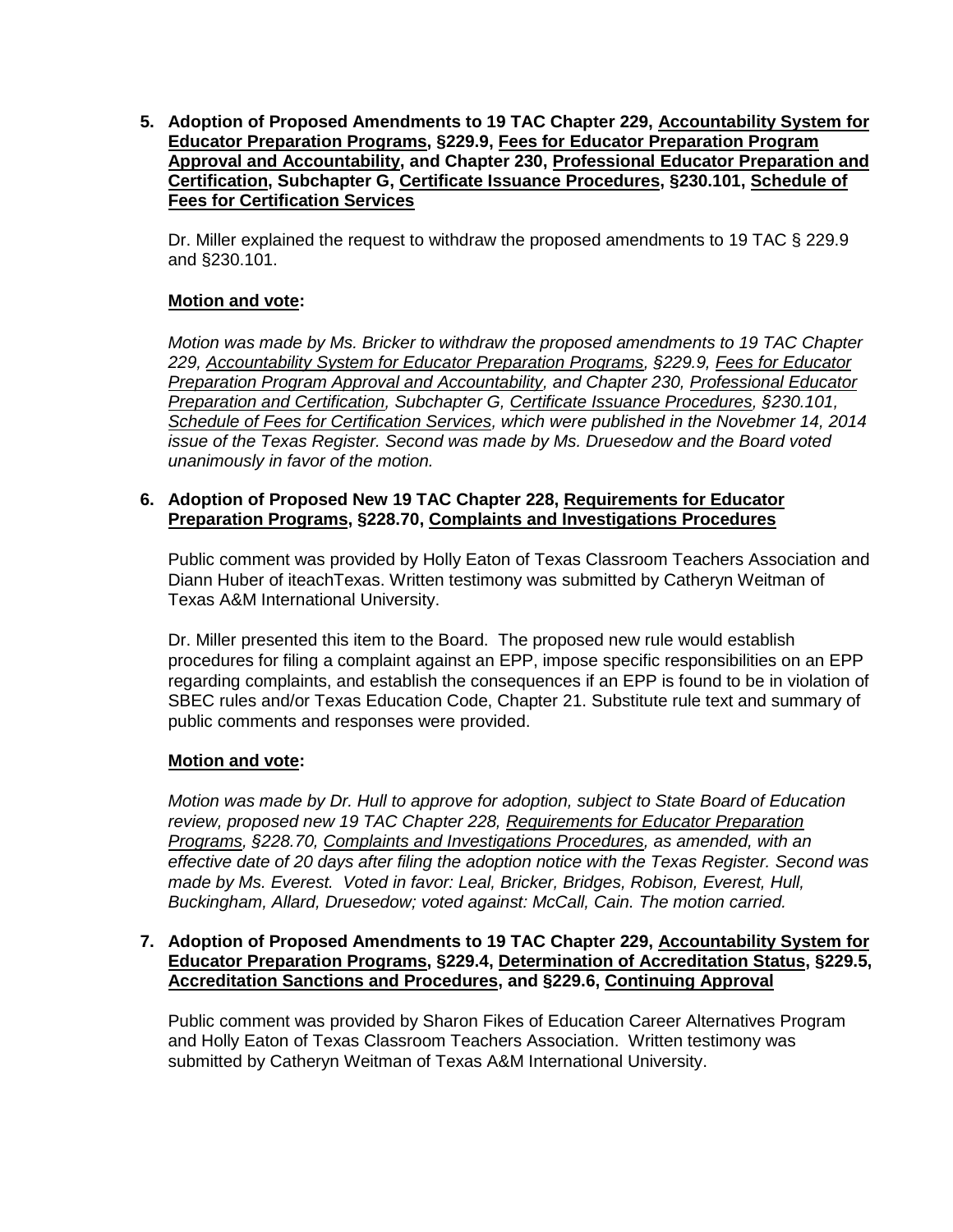**5. Adoption of Proposed Amendments to 19 TAC Chapter 229, <u>Accountability System for Educator Preparation Programs</u>, §229.9, <u>Fees for Educator Preparation Program Approval and Accountability</u>, and Chapter 230, <u>Professional Educator Preparation and Certification</u>, Subchapter G, <u>Certificate Issuance Procedures</u>, §230.101, <u>Schedule of Fees for Certification Services</u>**

Dr. Miller explained the request to withdraw the proposed amendments to 19 TAC § 229.9 and §230.101.

**<u>Motion and vote</u>:**

*Motion was made by Ms. Bricker to withdraw the proposed amendments to 19 TAC Chapter 229, <u>Accountability System for Educator Preparation Programs</u>, §229.9, <u>Fees for Educator Preparation Program Approval and Accountability</u>, and Chapter 230, <u>Professional Educator Preparation and Certification</u>, Subchapter G, <u>Certificate Issuance Procedures</u>, §230.101, <u>Schedule of Fees for Certification Services</u>, which were published in the Novebmer 14, 2014 issue of the Texas Register. Second was made by Ms. Druesedow and the Board voted unanimously in favor of the motion.*

**6. Adoption of Proposed New 19 TAC Chapter 228, <u>Requirements for Educator Preparation Programs</u>, §228.70, <u>Complaints and Investigations Procedures</u>**

Public comment was provided by Holly Eaton of Texas Classroom Teachers Association and Diann Huber of iteachTexas. Written testimony was submitted by Catheryn Weitman of Texas A&M International University.

Dr. Miller presented this item to the Board. The proposed new rule would establish procedures for filing a complaint against an EPP, impose specific responsibilities on an EPP regarding complaints, and establish the consequences if an EPP is found to be in violation of SBEC rules and/or Texas Education Code, Chapter 21. Substitute rule text and summary of public comments and responses were provided.

**<u>Motion and vote</u>:**

*Motion was made by Dr. Hull to approve for adoption, subject to State Board of Education review, proposed new 19 TAC Chapter 228, <u>Requirements for Educator Preparation Programs</u>, §228.70, <u>Complaints and Investigations Procedures</u>, as amended, with an effective date of 20 days after filing the adoption notice with the Texas Register. Second was made by Ms. Everest. Voted in favor: Leal, Bricker, Bridges, Robison, Everest, Hull, Buckingham, Allard, Druesedow; voted against: McCall, Cain. The motion carried.*

**7. Adoption of Proposed Amendments to 19 TAC Chapter 229, <u>Accountability System for Educator Preparation Programs</u>, §229.4, <u>Determination of Accreditation Status</u>, §229.5, <u>Accreditation Sanctions and Procedures</u>, and §229.6, <u>Continuing Approval</u>**

Public comment was provided by Sharon Fikes of Education Career Alternatives Program and Holly Eaton of Texas Classroom Teachers Association. Written testimony was submitted by Catheryn Weitman of Texas A&M International University.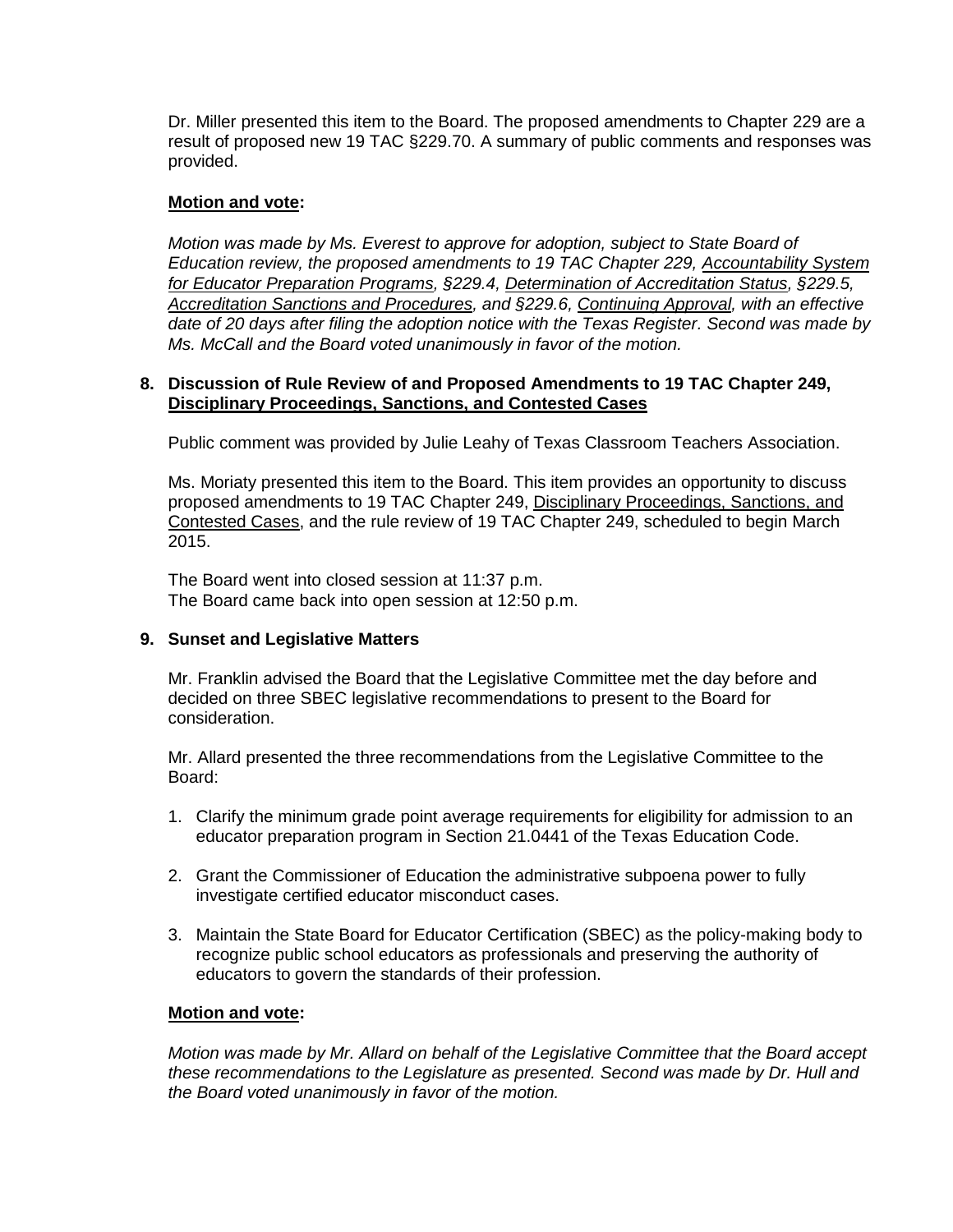Dr. Miller presented this item to the Board. The proposed amendments to Chapter 229 are a result of proposed new 19 TAC §229.70. A summary of public comments and responses was provided.

**Motion and vote:**

*Motion was made by Ms. Everest to approve for adoption, subject to State Board of Education review, the proposed amendments to 19 TAC Chapter 229, Accountability System for Educator Preparation Programs, §229.4, Determination of Accreditation Status, §229.5, Accreditation Sanctions and Procedures, and §229.6, Continuing Approval, with an effective date of 20 days after filing the adoption notice with the Texas Register. Second was made by Ms. McCall and the Board voted unanimously in favor of the motion.*

**8. Discussion of Rule Review of and Proposed Amendments to 19 TAC Chapter 249, Disciplinary Proceedings, Sanctions, and Contested Cases**

Public comment was provided by Julie Leahy of Texas Classroom Teachers Association.

Ms. Moriaty presented this item to the Board. This item provides an opportunity to discuss proposed amendments to 19 TAC Chapter 249, Disciplinary Proceedings, Sanctions, and Contested Cases, and the rule review of 19 TAC Chapter 249, scheduled to begin March 2015.

The Board went into closed session at 11:37 p.m.
The Board came back into open session at 12:50 p.m.

**9. Sunset and Legislative Matters**

Mr. Franklin advised the Board that the Legislative Committee met the day before and decided on three SBEC legislative recommendations to present to the Board for consideration.

Mr. Allard presented the three recommendations from the Legislative Committee to the Board:

1. Clarify the minimum grade point average requirements for eligibility for admission to an educator preparation program in Section 21.0441 of the Texas Education Code.
2. Grant the Commissioner of Education the administrative subpoena power to fully investigate certified educator misconduct cases.
3. Maintain the State Board for Educator Certification (SBEC) as the policy-making body to recognize public school educators as professionals and preserving the authority of educators to govern the standards of their profession.

**Motion and vote:**

*Motion was made by Mr. Allard on behalf of the Legislative Committee that the Board accept these recommendations to the Legislature as presented. Second was made by Dr. Hull and the Board voted unanimously in favor of the motion.*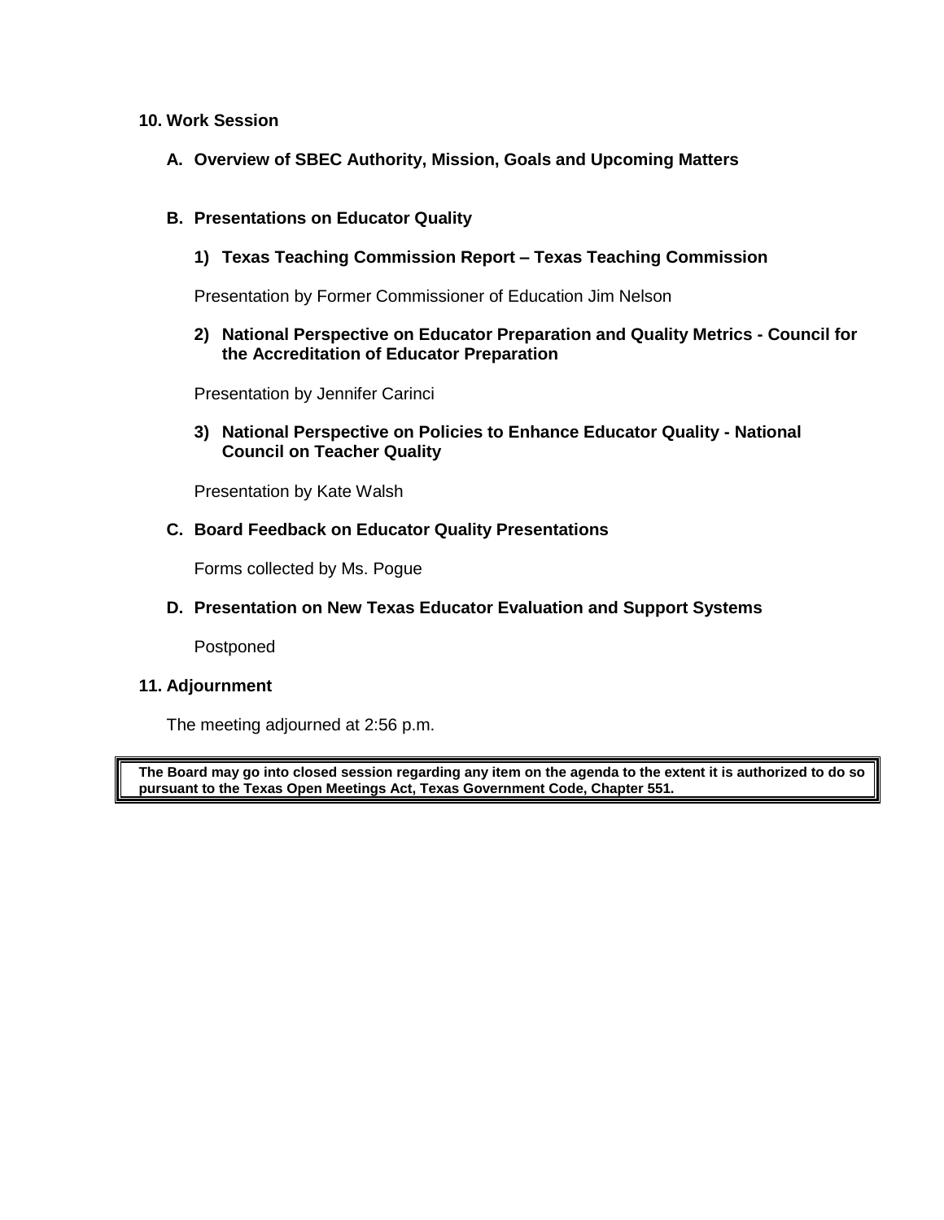**10. Work Session**

**A. Overview of SBEC Authority, Mission, Goals and Upcoming Matters**

**B. Presentations on Educator Quality**

**1) Texas Teaching Commission Report – Texas Teaching Commission**

Presentation by Former Commissioner of Education Jim Nelson

**2) National Perspective on Educator Preparation and Quality Metrics - Council for the Accreditation of Educator Preparation**

Presentation by Jennifer Carinci

**3) National Perspective on Policies to Enhance Educator Quality - National Council on Teacher Quality**

Presentation by Kate Walsh

**C. Board Feedback on Educator Quality Presentations**

Forms collected by Ms. Pogue

**D. Presentation on New Texas Educator Evaluation and Support Systems**

Postponed

**11. Adjournment**

The meeting adjourned at 2:56 p.m.

**The Board may go into closed session regarding any item on the agenda to the extent it is authorized to do so pursuant to the Texas Open Meetings Act, Texas Government Code, Chapter 551.**